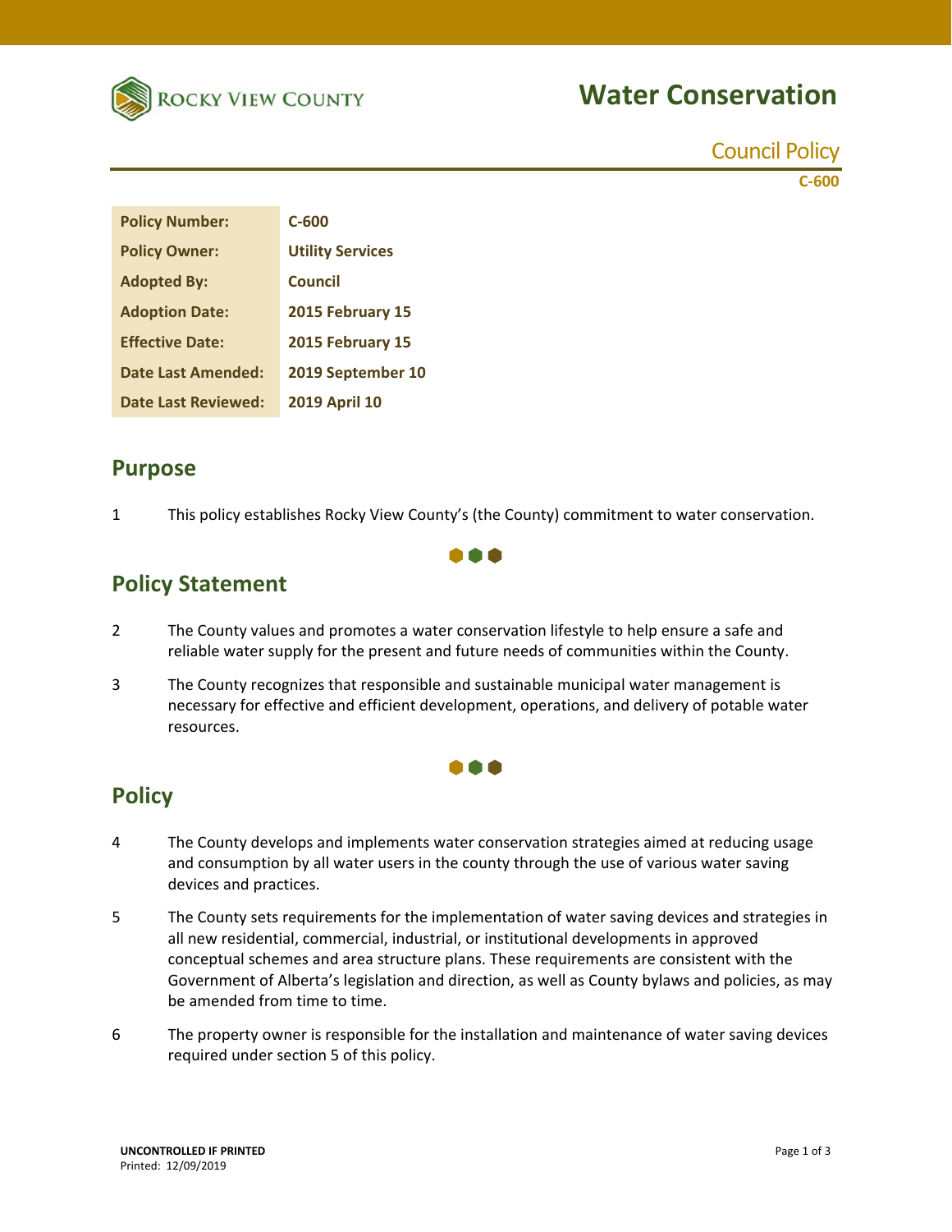# Water Conservation

Council Policy

C-600

| Policy Number: | C-600 |
|---|---|
| Policy Owner: | Utility Services |
| Adopted By: | Council |
| Adoption Date: | 2015 February 15 |
| Effective Date: | 2015 February 15 |
| Date Last Amended: | 2019 September 10 |
| Date Last Reviewed: | 2019 April 10 |

## Purpose

1 This policy establishes Rocky View County's (the County) commitment to water conservation.

## Policy Statement

2 The County values and promotes a water conservation lifestyle to help ensure a safe and reliable water supply for the present and future needs of communities within the County.

3 The County recognizes that responsible and sustainable municipal water management is necessary for effective and efficient development, operations, and delivery of potable water resources.

## Policy

4 The County develops and implements water conservation strategies aimed at reducing usage and consumption by all water users in the county through the use of various water saving devices and practices.

5 The County sets requirements for the implementation of water saving devices and strategies in all new residential, commercial, industrial, or institutional developments in approved conceptual schemes and area structure plans. These requirements are consistent with the Government of Alberta's legislation and direction, as well as County bylaws and policies, as may be amended from time to time.

6 The property owner is responsible for the installation and maintenance of water saving devices required under section 5 of this policy.

**UNCONTROLLED IF PRINTED**
Printed: 12/09/2019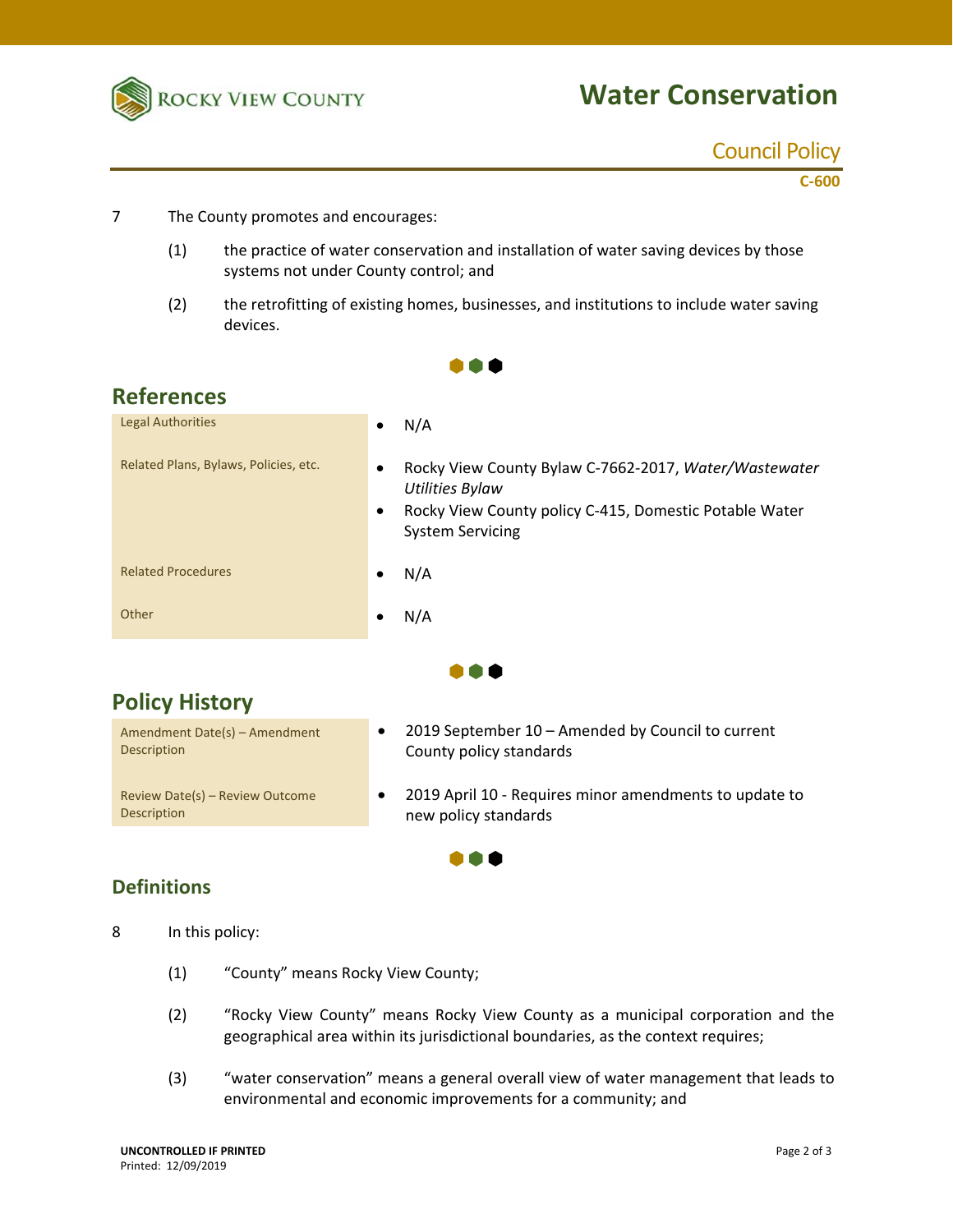7 The County promotes and encourages:

(1) the practice of water conservation and installation of water saving devices by those systems not under County control; and

(2) the retrofitting of existing homes, businesses, and institutions to include water saving devices.

## References

| | |
|---|---|
| Legal Authorities | • N/A |
| Related Plans, Bylaws, Policies, etc. | • Rocky View County Bylaw C-7662-2017, *Water/Wastewater Utilities Bylaw*<br>• Rocky View County policy C-415, Domestic Potable Water System Servicing |
| Related Procedures | • N/A |
| Other | • N/A |

## Policy History

| | |
|---|---|
| Amendment Date(s) – Amendment Description | • 2019 September 10 – Amended by Council to current County policy standards |
| Review Date(s) – Review Outcome Description | • 2019 April 10 - Requires minor amendments to update to new policy standards |

## Definitions

8 In this policy:

(1) "County" means Rocky View County;

(2) "Rocky View County" means Rocky View County as a municipal corporation and the geographical area within its jurisdictional boundaries, as the context requires;

(3) "water conservation" means a general overall view of water management that leads to environmental and economic improvements for a community; and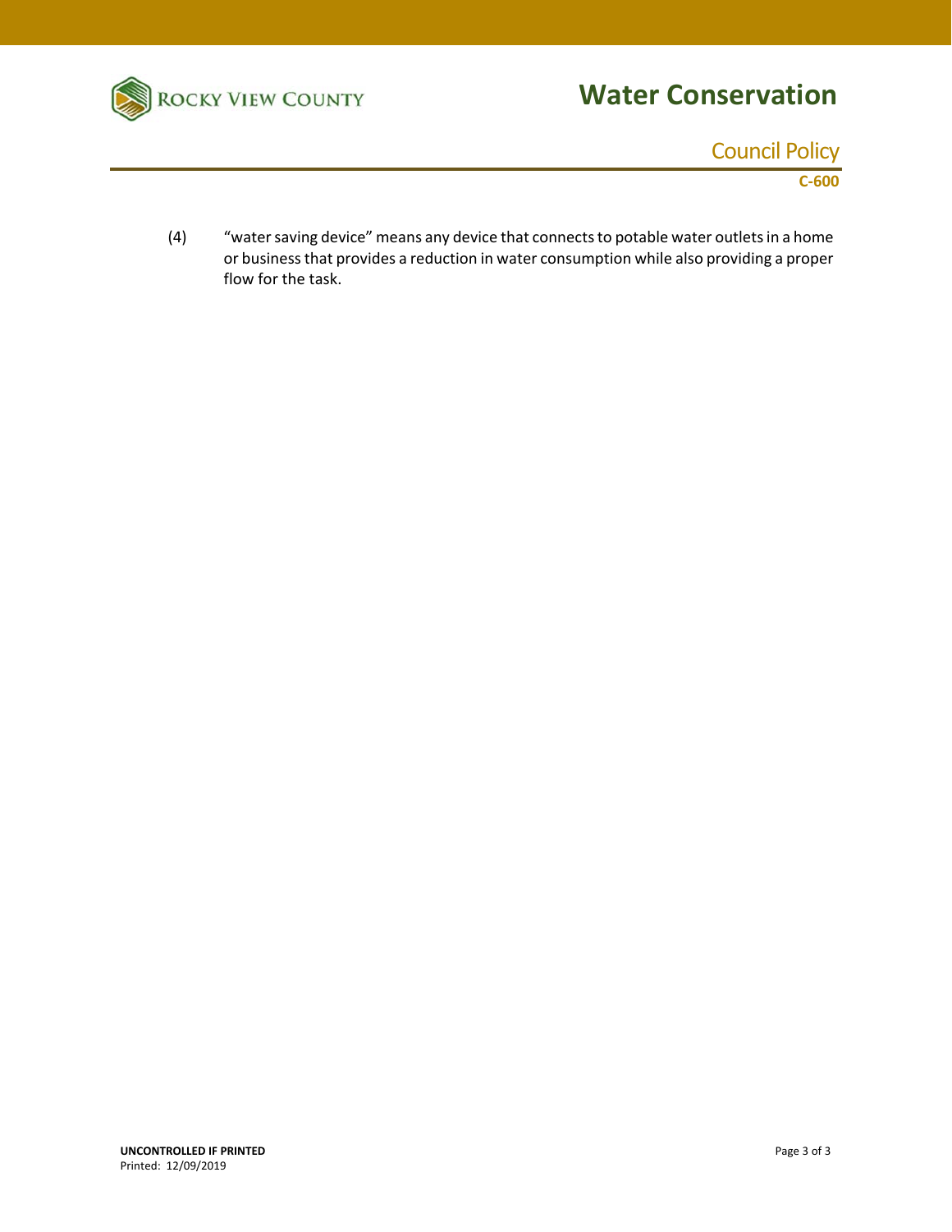(4) "water saving device" means any device that connects to potable water outlets in a home or business that provides a reduction in water consumption while also providing a proper flow for the task.